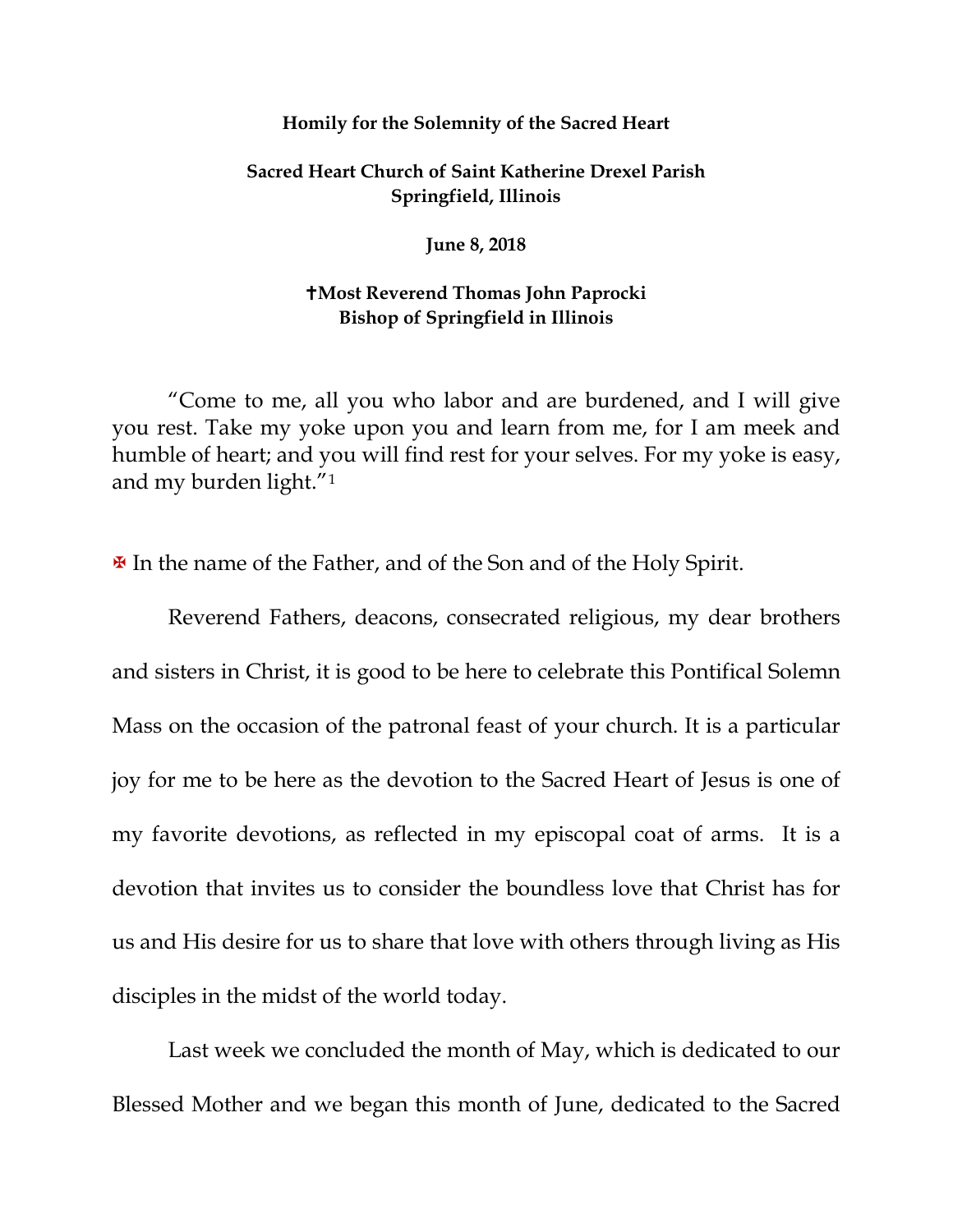**Homily for the Solemnity of the Sacred Heart**

**Sacred Heart Church of Saint Katherine Drexel Parish**
**Springfield, Illinois**

**June 8, 2018**

**†Most Reverend Thomas John Paprocki**
**Bishop of Springfield in Illinois**

"Come to me, all you who labor and are burdened, and I will give you rest. Take my yoke upon you and learn from me, for I am meek and humble of heart; and you will find rest for your selves. For my yoke is easy, and my burden light."[1]

✠ In the name of the Father, and of the Son and of the Holy Spirit.

Reverend Fathers, deacons, consecrated religious, my dear brothers and sisters in Christ, it is good to be here to celebrate this Pontifical Solemn Mass on the occasion of the patronal feast of your church. It is a particular joy for me to be here as the devotion to the Sacred Heart of Jesus is one of my favorite devotions, as reflected in my episcopal coat of arms. It is a devotion that invites us to consider the boundless love that Christ has for us and His desire for us to share that love with others through living as His disciples in the midst of the world today.

Last week we concluded the month of May, which is dedicated to our Blessed Mother and we began this month of June, dedicated to the Sacred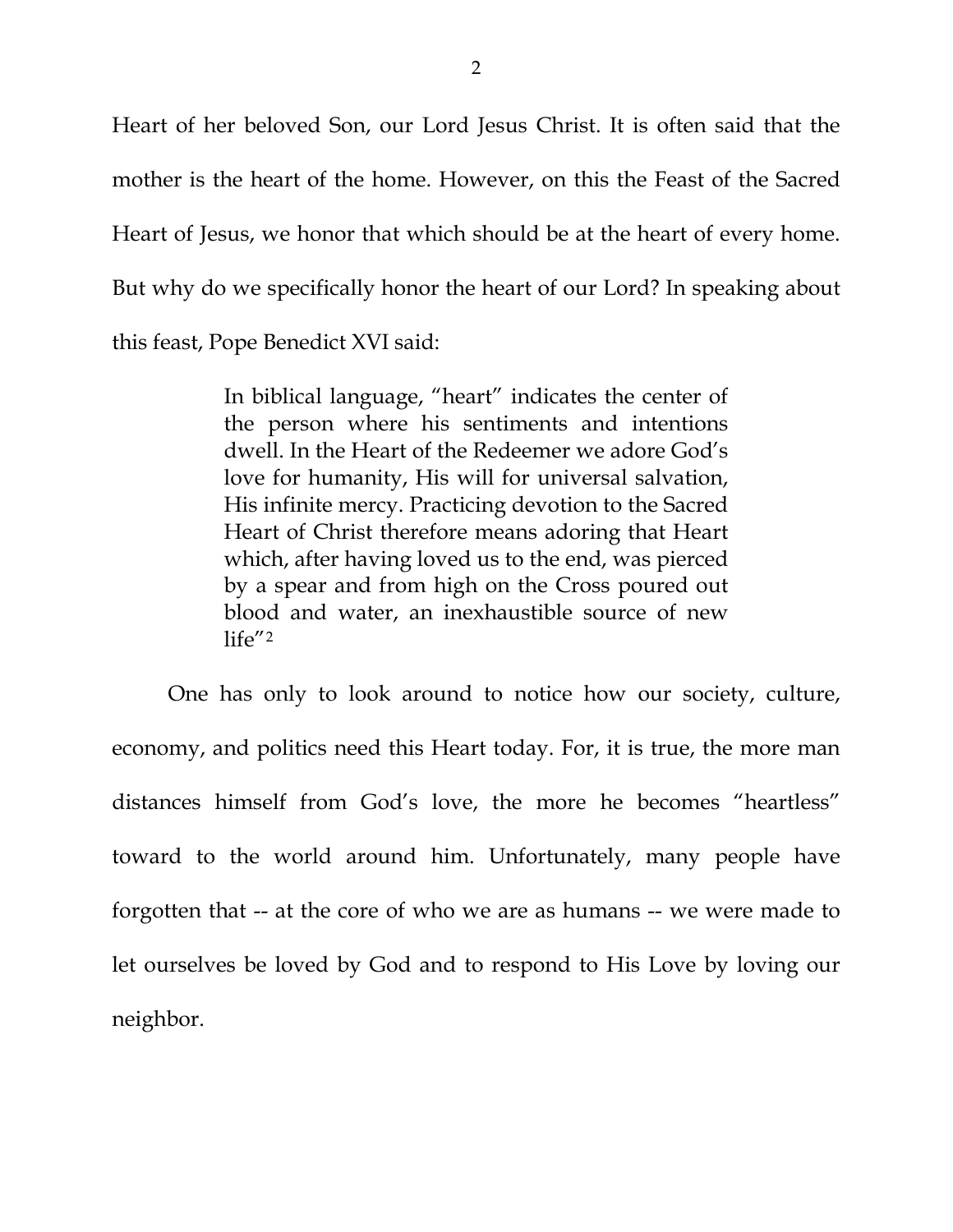Heart of her beloved Son, our Lord Jesus Christ. It is often said that the mother is the heart of the home. However, on this the Feast of the Sacred Heart of Jesus, we honor that which should be at the heart of every home. But why do we specifically honor the heart of our Lord? In speaking about this feast, Pope Benedict XVI said:

> In biblical language, "heart" indicates the center of the person where his sentiments and intentions dwell. In the Heart of the Redeemer we adore God's love for humanity, His will for universal salvation, His infinite mercy. Practicing devotion to the Sacred Heart of Christ therefore means adoring that Heart which, after having loved us to the end, was pierced by a spear and from high on the Cross poured out blood and water, an inexhaustible source of new life"[2]

One has only to look around to notice how our society, culture, economy, and politics need this Heart today. For, it is true, the more man distances himself from God's love, the more he becomes "heartless" toward to the world around him. Unfortunately, many people have forgotten that -- at the core of who we are as humans -- we were made to let ourselves be loved by God and to respond to His Love by loving our neighbor.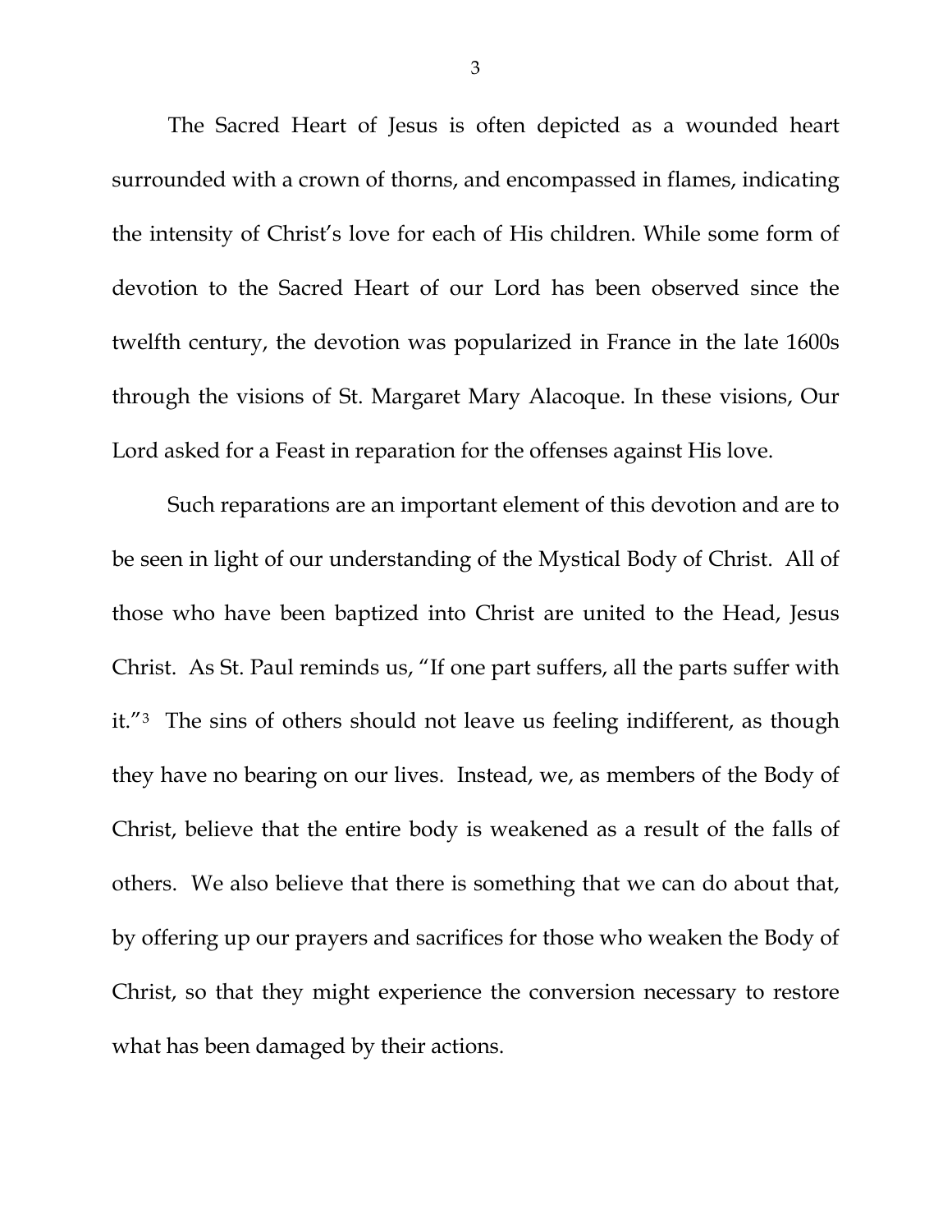The Sacred Heart of Jesus is often depicted as a wounded heart surrounded with a crown of thorns, and encompassed in flames, indicating the intensity of Christ's love for each of His children. While some form of devotion to the Sacred Heart of our Lord has been observed since the twelfth century, the devotion was popularized in France in the late 1600s through the visions of St. Margaret Mary Alacoque. In these visions, Our Lord asked for a Feast in reparation for the offenses against His love.

Such reparations are an important element of this devotion and are to be seen in light of our understanding of the Mystical Body of Christ. All of those who have been baptized into Christ are united to the Head, Jesus Christ. As St. Paul reminds us, "If one part suffers, all the parts suffer with it."[3] The sins of others should not leave us feeling indifferent, as though they have no bearing on our lives. Instead, we, as members of the Body of Christ, believe that the entire body is weakened as a result of the falls of others. We also believe that there is something that we can do about that, by offering up our prayers and sacrifices for those who weaken the Body of Christ, so that they might experience the conversion necessary to restore what has been damaged by their actions.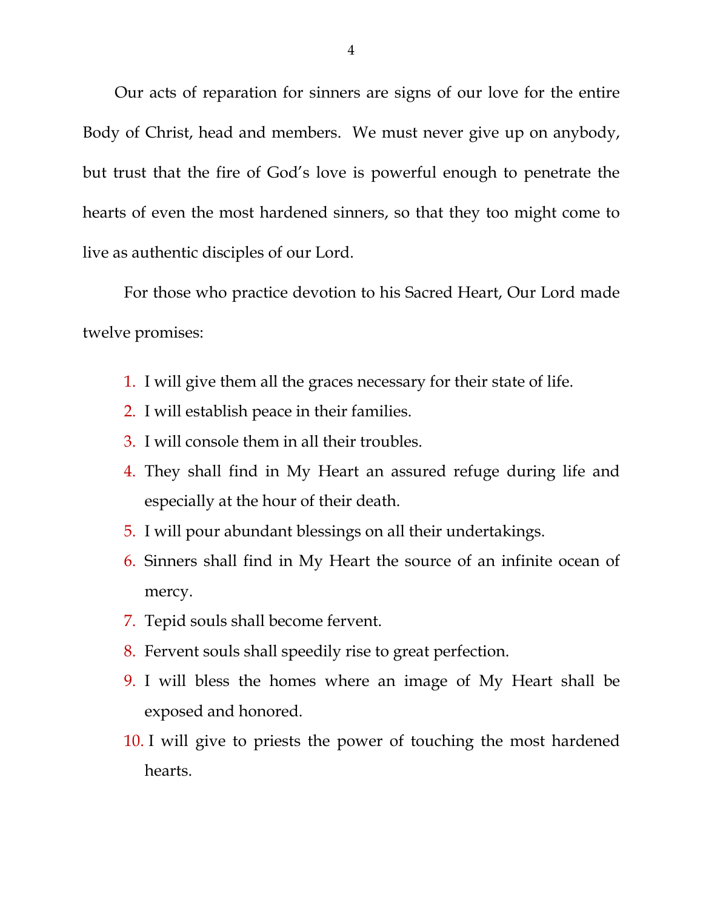Our acts of reparation for sinners are signs of our love for the entire Body of Christ, head and members. We must never give up on anybody, but trust that the fire of God's love is powerful enough to penetrate the hearts of even the most hardened sinners, so that they too might come to live as authentic disciples of our Lord.

For those who practice devotion to his Sacred Heart, Our Lord made twelve promises:

1. I will give them all the graces necessary for their state of life.
2. I will establish peace in their families.
3. I will console them in all their troubles.
4. They shall find in My Heart an assured refuge during life and especially at the hour of their death.
5. I will pour abundant blessings on all their undertakings.
6. Sinners shall find in My Heart the source of an infinite ocean of mercy.
7. Tepid souls shall become fervent.
8. Fervent souls shall speedily rise to great perfection.
9. I will bless the homes where an image of My Heart shall be exposed and honored.
10. I will give to priests the power of touching the most hardened hearts.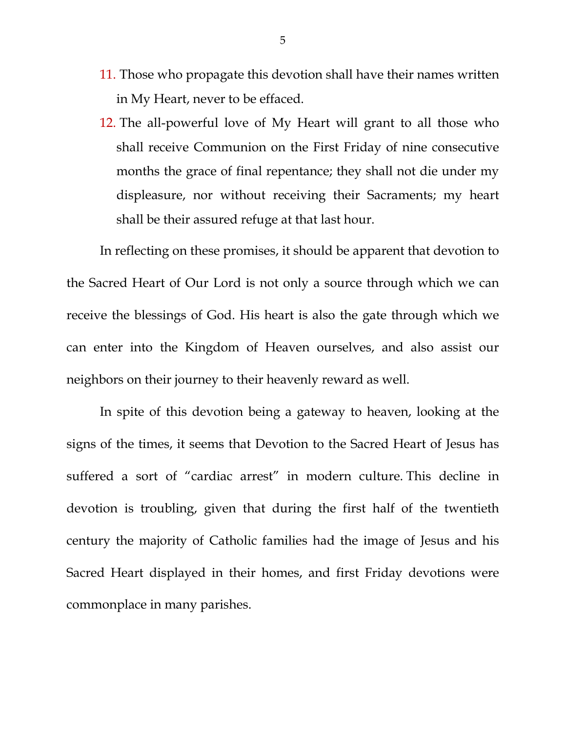11. Those who propagate this devotion shall have their names written in My Heart, never to be effaced.
12. The all-powerful love of My Heart will grant to all those who shall receive Communion on the First Friday of nine consecutive months the grace of final repentance; they shall not die under my displeasure, nor without receiving their Sacraments; my heart shall be their assured refuge at that last hour.

In reflecting on these promises, it should be apparent that devotion to the Sacred Heart of Our Lord is not only a source through which we can receive the blessings of God. His heart is also the gate through which we can enter into the Kingdom of Heaven ourselves, and also assist our neighbors on their journey to their heavenly reward as well.

In spite of this devotion being a gateway to heaven, looking at the signs of the times, it seems that Devotion to the Sacred Heart of Jesus has suffered a sort of "cardiac arrest" in modern culture. This decline in devotion is troubling, given that during the first half of the twentieth century the majority of Catholic families had the image of Jesus and his Sacred Heart displayed in their homes, and first Friday devotions were commonplace in many parishes.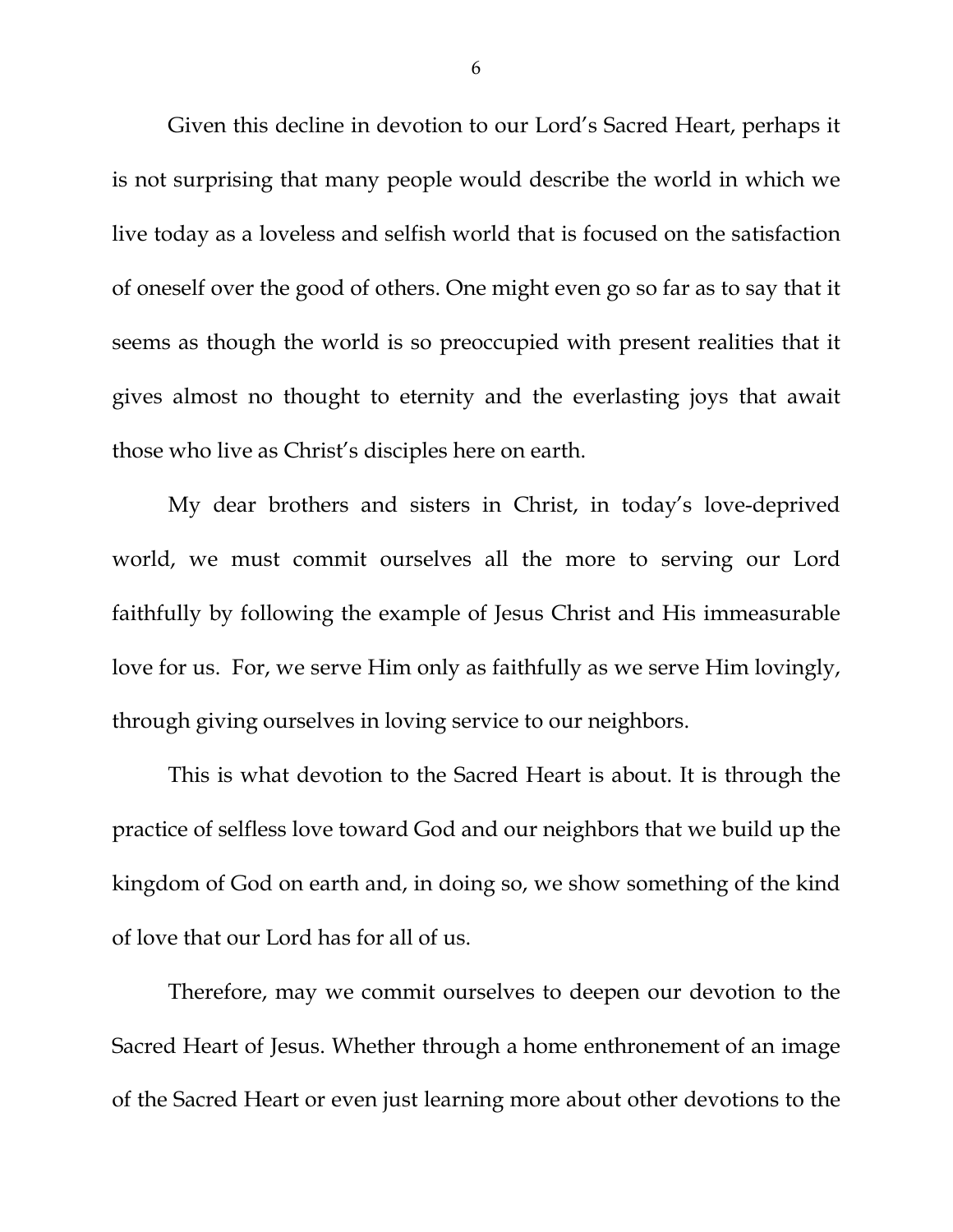Given this decline in devotion to our Lord's Sacred Heart, perhaps it is not surprising that many people would describe the world in which we live today as a loveless and selfish world that is focused on the satisfaction of oneself over the good of others. One might even go so far as to say that it seems as though the world is so preoccupied with present realities that it gives almost no thought to eternity and the everlasting joys that await those who live as Christ's disciples here on earth.

My dear brothers and sisters in Christ, in today's love-deprived world, we must commit ourselves all the more to serving our Lord faithfully by following the example of Jesus Christ and His immeasurable love for us. For, we serve Him only as faithfully as we serve Him lovingly, through giving ourselves in loving service to our neighbors.

This is what devotion to the Sacred Heart is about. It is through the practice of selfless love toward God and our neighbors that we build up the kingdom of God on earth and, in doing so, we show something of the kind of love that our Lord has for all of us.

Therefore, may we commit ourselves to deepen our devotion to the Sacred Heart of Jesus. Whether through a home enthronement of an image of the Sacred Heart or even just learning more about other devotions to the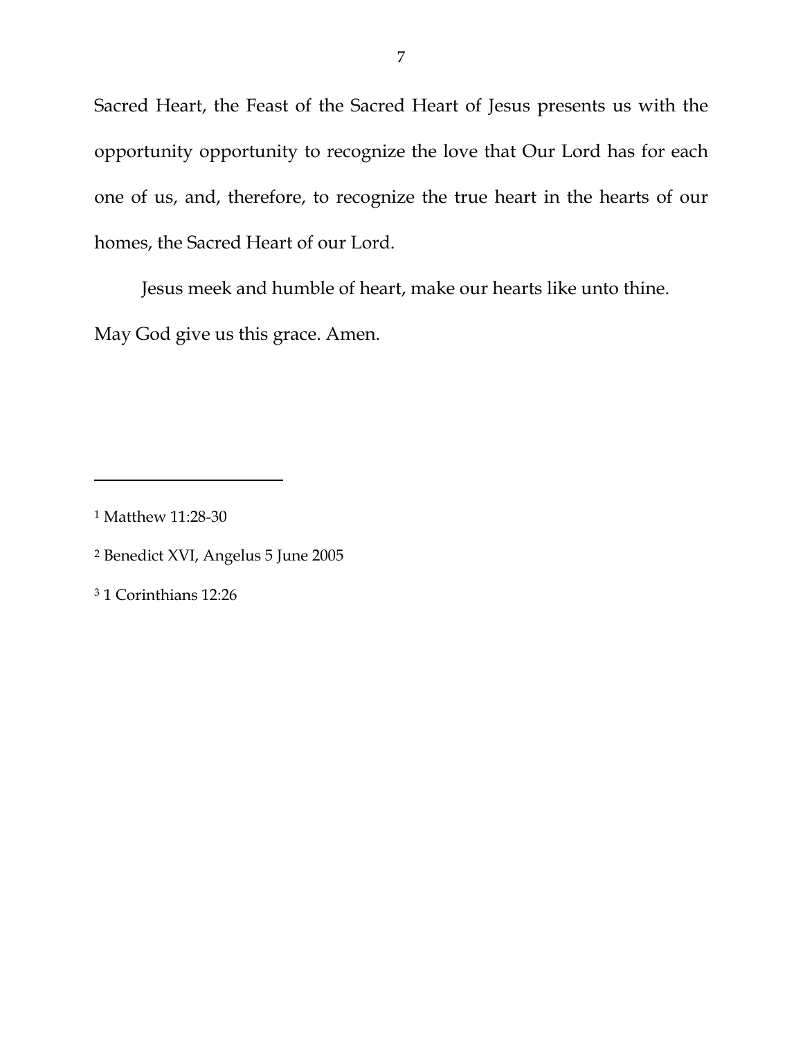Sacred Heart, the Feast of the Sacred Heart of Jesus presents us with the opportunity opportunity to recognize the love that Our Lord has for each one of us, and, therefore, to recognize the true heart in the hearts of our homes, the Sacred Heart of our Lord.

Jesus meek and humble of heart, make our hearts like unto thine. May God give us this grace. Amen.

---

[1] Matthew 11:28-30

[2] Benedict XVI, Angelus 5 June 2005

[3] 1 Corinthians 12:26